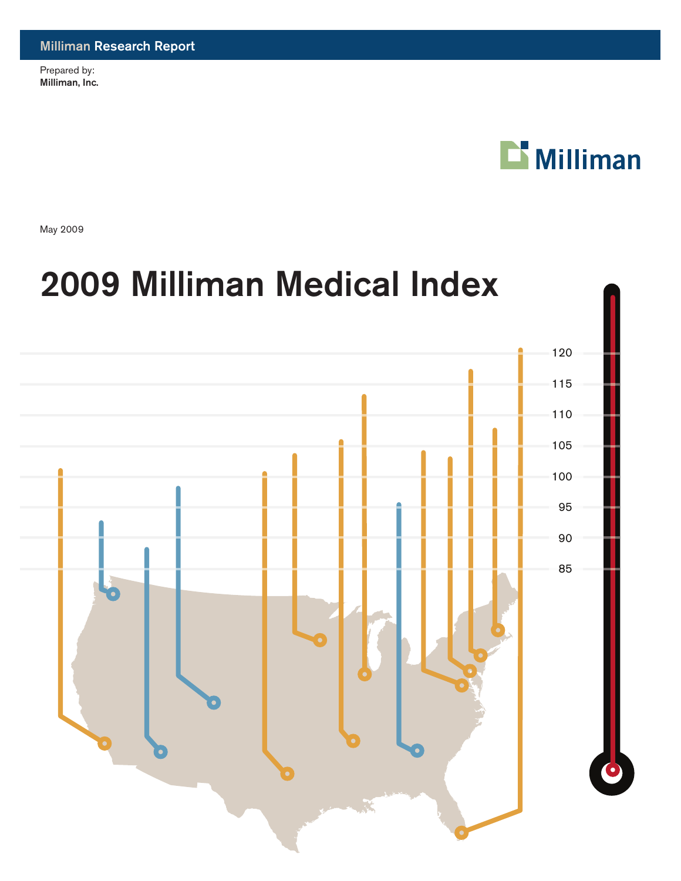Milliman Research Report

Prepared by:
**Milliman, Inc.**

Milliman

May 2009

# 2009 Milliman Medical Index

120
115
110
105
100
95
90
85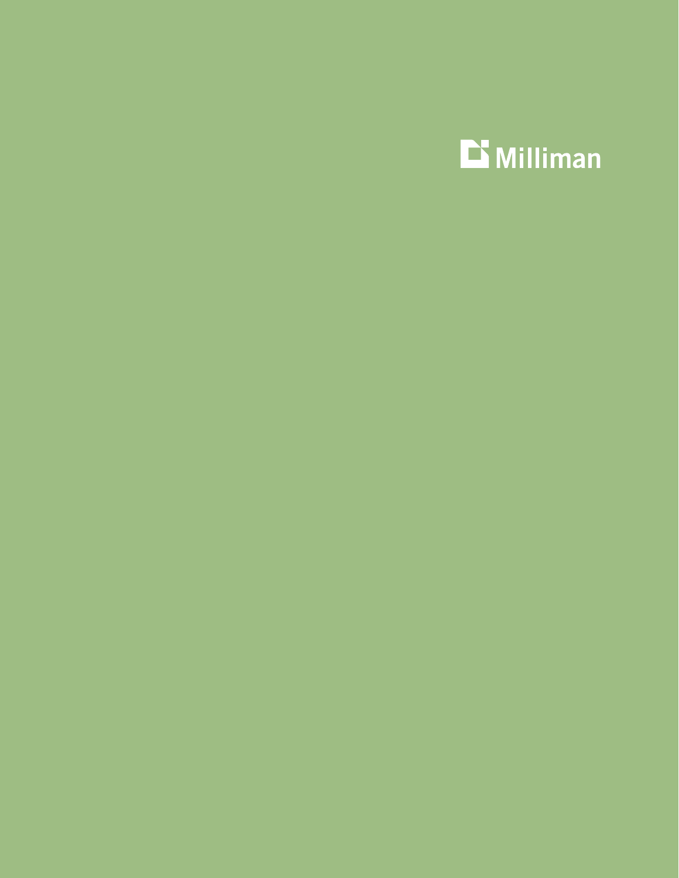Milliman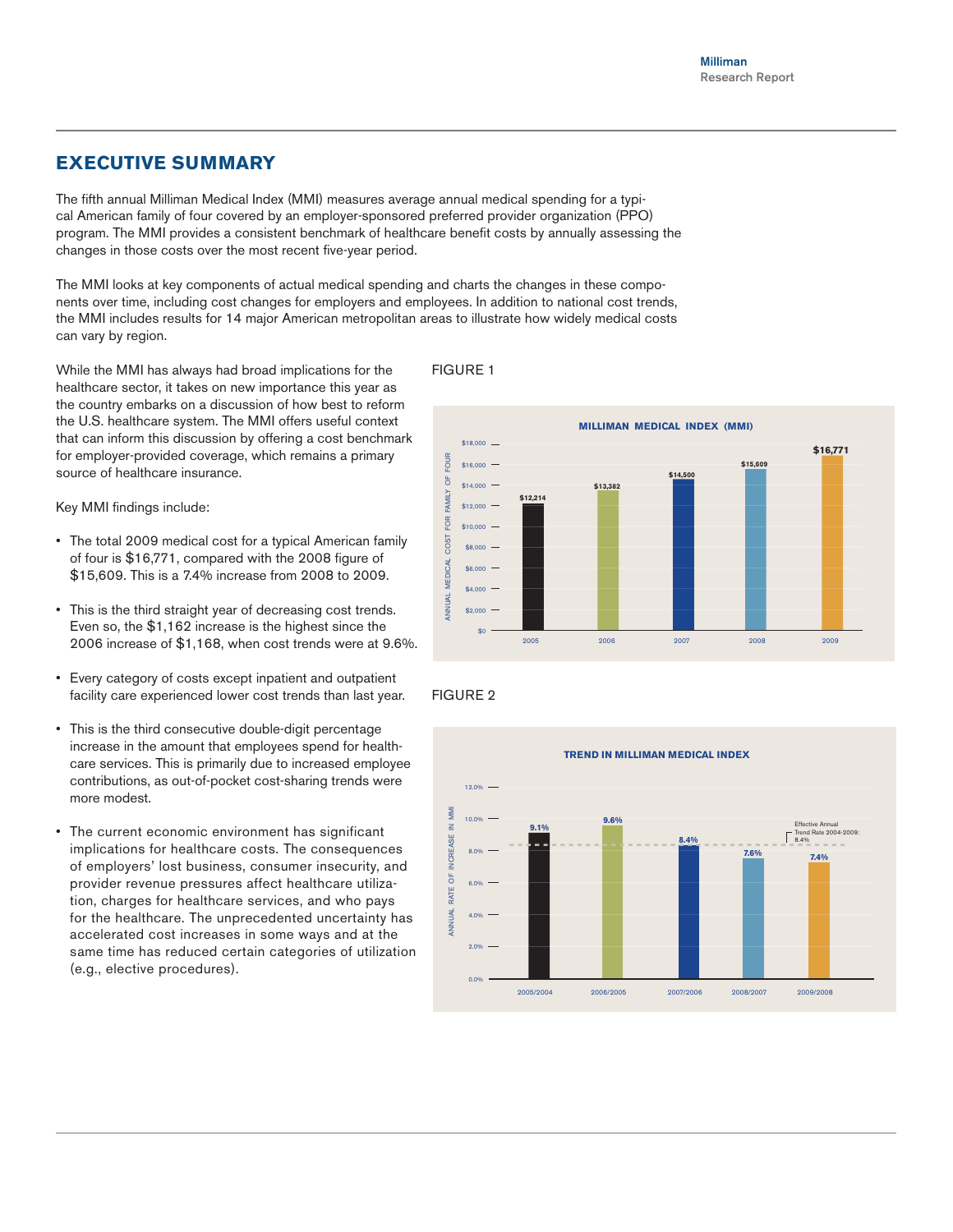## EXECUTIVE SUMMARY

The fifth annual Milliman Medical Index (MMI) measures average annual medical spending for a typical American family of four covered by an employer-sponsored preferred provider organization (PPO) program. The MMI provides a consistent benchmark of healthcare benefit costs by annually assessing the changes in those costs over the most recent five-year period.

The MMI looks at key components of actual medical spending and charts the changes in these components over time, including cost changes for employers and employees. In addition to national cost trends, the MMI includes results for 14 major American metropolitan areas to illustrate how widely medical costs can vary by region.

While the MMI has always had broad implications for the healthcare sector, it takes on new importance this year as the country embarks on a discussion of how best to reform the U.S. healthcare system. The MMI offers useful context that can inform this discussion by offering a cost benchmark for employer-provided coverage, which remains a primary source of healthcare insurance.

Key MMI findings include:

- The total 2009 medical cost for a typical American family of four is $16,771, compared with the 2008 figure of $15,609. This is a 7.4% increase from 2008 to 2009.
- This is the third straight year of decreasing cost trends. Even so, the $1,162 increase is the highest since the 2006 increase of $1,168, when cost trends were at 9.6%.
- Every category of costs except inpatient and outpatient facility care experienced lower cost trends than last year.
- This is the third consecutive double-digit percentage increase in the amount that employees spend for healthcare services. This is primarily due to increased employee contributions, as out-of-pocket cost-sharing trends were more modest.
- The current economic environment has significant implications for healthcare costs. The consequences of employers' lost business, consumer insecurity, and provider revenue pressures affect healthcare utilization, charges for healthcare services, and who pays for the healthcare. The unprecedented uncertainty has accelerated cost increases in some ways and at the same time has reduced certain categories of utilization (e.g., elective procedures).

FIGURE 1

**MILLIMAN MEDICAL INDEX (MMI)**

| Year | Annual Medical Cost for Family of Four |
|---|---|
| 2005 | $12,214 |
| 2006 | $13,382 |
| 2007 | $14,500 |
| 2008 | $15,609 |
| 2009 | $16,771 |

FIGURE 2

**TREND IN MILLIMAN MEDICAL INDEX**

| Period | Annual Rate of Increase in MMI |
|---|---|
| 2005/2004 | 9.1% |
| 2006/2005 | 9.6% |
| 2007/2006 | 8.4% |
| 2008/2007 | 7.6% |
| 2009/2008 | 7.4% |

Effective Annual Trend Rate 2004-2009: 8.4%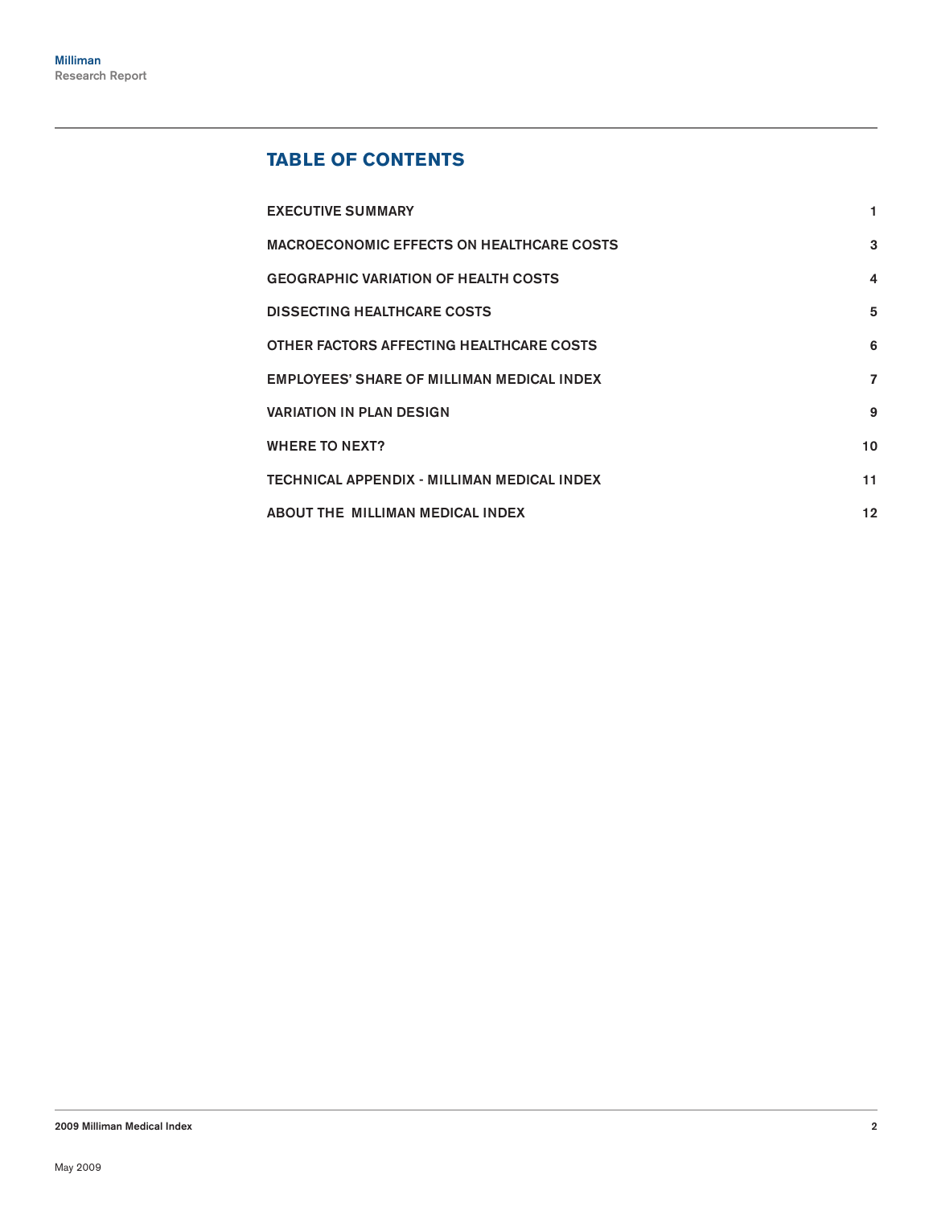## TABLE OF CONTENTS

| | |
|---|---|
| EXECUTIVE SUMMARY | 1 |
| MACROECONOMIC EFFECTS ON HEALTHCARE COSTS | 3 |
| GEOGRAPHIC VARIATION OF HEALTH COSTS | 4 |
| DISSECTING HEALTHCARE COSTS | 5 |
| OTHER FACTORS AFFECTING HEALTHCARE COSTS | 6 |
| EMPLOYEES' SHARE OF MILLIMAN MEDICAL INDEX | 7 |
| VARIATION IN PLAN DESIGN | 9 |
| WHERE TO NEXT? | 10 |
| TECHNICAL APPENDIX - MILLIMAN MEDICAL INDEX | 11 |
| ABOUT THE MILLIMAN MEDICAL INDEX | 12 |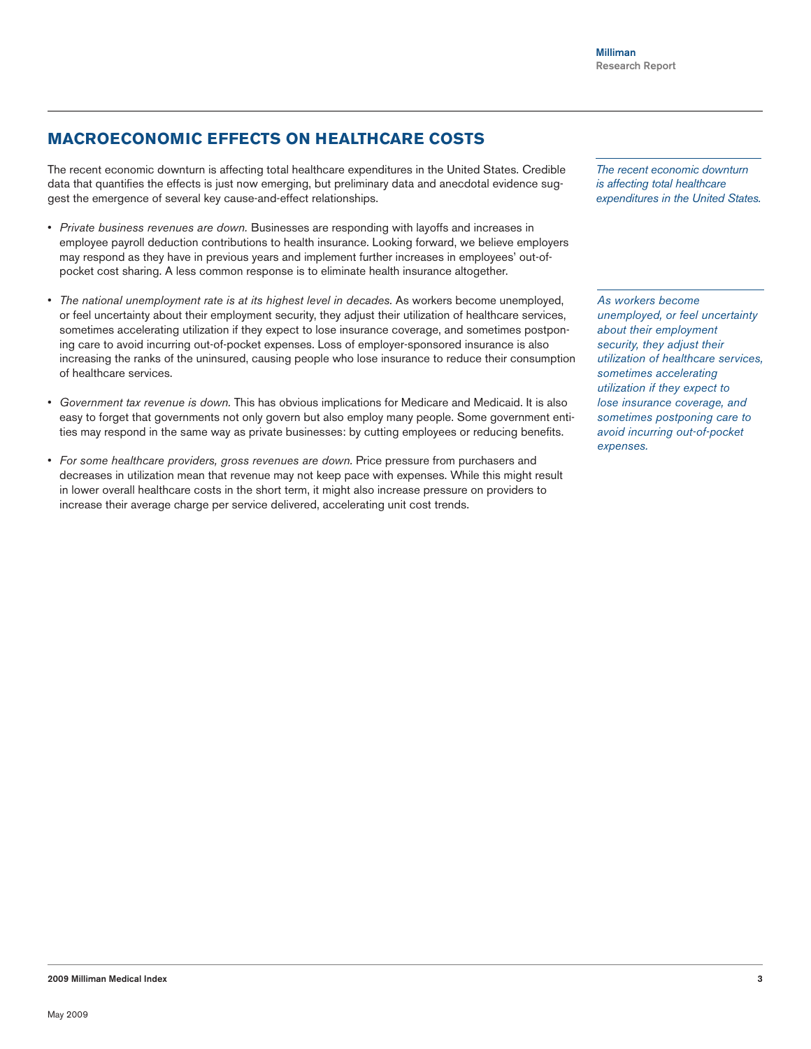## MACROECONOMIC EFFECTS ON HEALTHCARE COSTS

The recent economic downturn is affecting total healthcare expenditures in the United States. Credible data that quantifies the effects is just now emerging, but preliminary data and anecdotal evidence suggest the emergence of several key cause-and-effect relationships.

*The recent economic downturn is affecting total healthcare expenditures in the United States.*

- *Private business revenues are down.* Businesses are responding with layoffs and increases in employee payroll deduction contributions to health insurance. Looking forward, we believe employers may respond as they have in previous years and implement further increases in employees' out-of-pocket cost sharing. A less common response is to eliminate health insurance altogether.
- *The national unemployment rate is at its highest level in decades.* As workers become unemployed, or feel uncertainty about their employment security, they adjust their utilization of healthcare services, sometimes accelerating utilization if they expect to lose insurance coverage, and sometimes postponing care to avoid incurring out-of-pocket expenses. Loss of employer-sponsored insurance is also increasing the ranks of the uninsured, causing people who lose insurance to reduce their consumption of healthcare services.
- *Government tax revenue is down.* This has obvious implications for Medicare and Medicaid. It is also easy to forget that governments not only govern but also employ many people. Some government entities may respond in the same way as private businesses: by cutting employees or reducing benefits.
- *For some healthcare providers, gross revenues are down.* Price pressure from purchasers and decreases in utilization mean that revenue may not keep pace with expenses. While this might result in lower overall healthcare costs in the short term, it might also increase pressure on providers to increase their average charge per service delivered, accelerating unit cost trends.

*As workers become unemployed, or feel uncertainty about their employment security, they adjust their utilization of healthcare services, sometimes accelerating utilization if they expect to lose insurance coverage, and sometimes postponing care to avoid incurring out-of-pocket expenses.*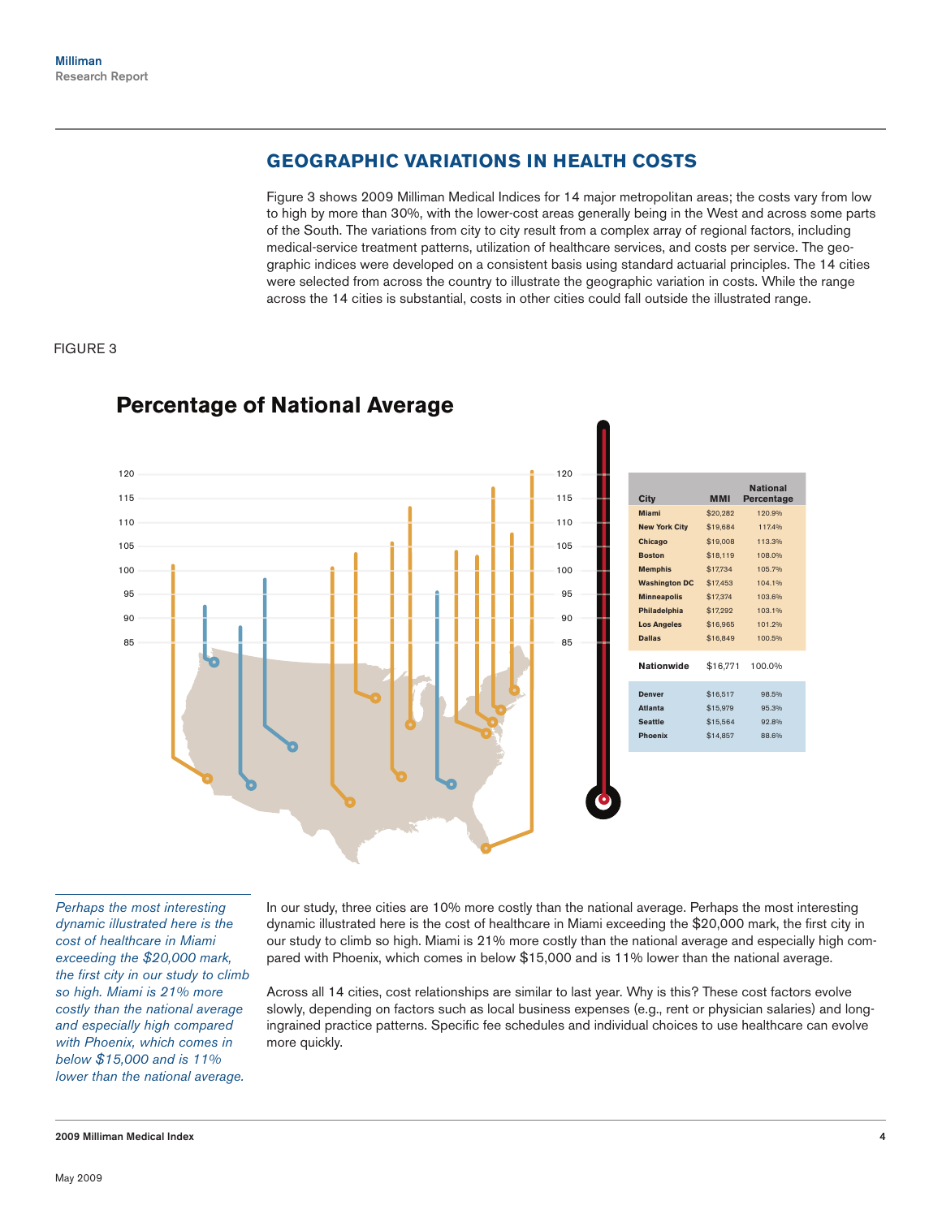## GEOGRAPHIC VARIATIONS IN HEALTH COSTS

Figure 3 shows 2009 Milliman Medical Indices for 14 major metropolitan areas; the costs vary from low to high by more than 30%, with the lower-cost areas generally being in the West and across some parts of the South. The variations from city to city result from a complex array of regional factors, including medical-service treatment patterns, utilization of healthcare services, and costs per service. The geographic indices were developed on a consistent basis using standard actuarial principles. The 14 cities were selected from across the country to illustrate the geographic variation in costs. While the range across the 14 cities is substantial, costs in other cities could fall outside the illustrated range.

FIGURE 3

### Percentage of National Average

| City | MMI | National Percentage |
|---|---|---|
| Miami | $20,282 | 120.9% |
| New York City | $19,684 | 117.4% |
| Chicago | $19,008 | 113.3% |
| Boston | $18,119 | 108.0% |
| Memphis | $17,734 | 105.7% |
| Washington DC | $17,453 | 104.1% |
| Minneapolis | $17,374 | 103.6% |
| Philadelphia | $17,292 | 103.1% |
| Los Angeles | $16,965 | 101.2% |
| Dallas | $16,849 | 100.5% |
| Nationwide | $16,771 | 100.0% |
| Denver | $16,517 | 98.5% |
| Atlanta | $15,979 | 95.3% |
| Seattle | $15,564 | 92.8% |
| Phoenix | $14,857 | 88.6% |

*Perhaps the most interesting dynamic illustrated here is the cost of healthcare in Miami exceeding the $20,000 mark, the first city in our study to climb so high. Miami is 21% more costly than the national average and especially high compared with Phoenix, which comes in below $15,000 and is 11% lower than the national average.*

In our study, three cities are 10% more costly than the national average. Perhaps the most interesting dynamic illustrated here is the cost of healthcare in Miami exceeding the $20,000 mark, the first city in our study to climb so high. Miami is 21% more costly than the national average and especially high compared with Phoenix, which comes in below $15,000 and is 11% lower than the national average.

Across all 14 cities, cost relationships are similar to last year. Why is this? These cost factors evolve slowly, depending on factors such as local business expenses (e.g., rent or physician salaries) and long-ingrained practice patterns. Specific fee schedules and individual choices to use healthcare can evolve more quickly.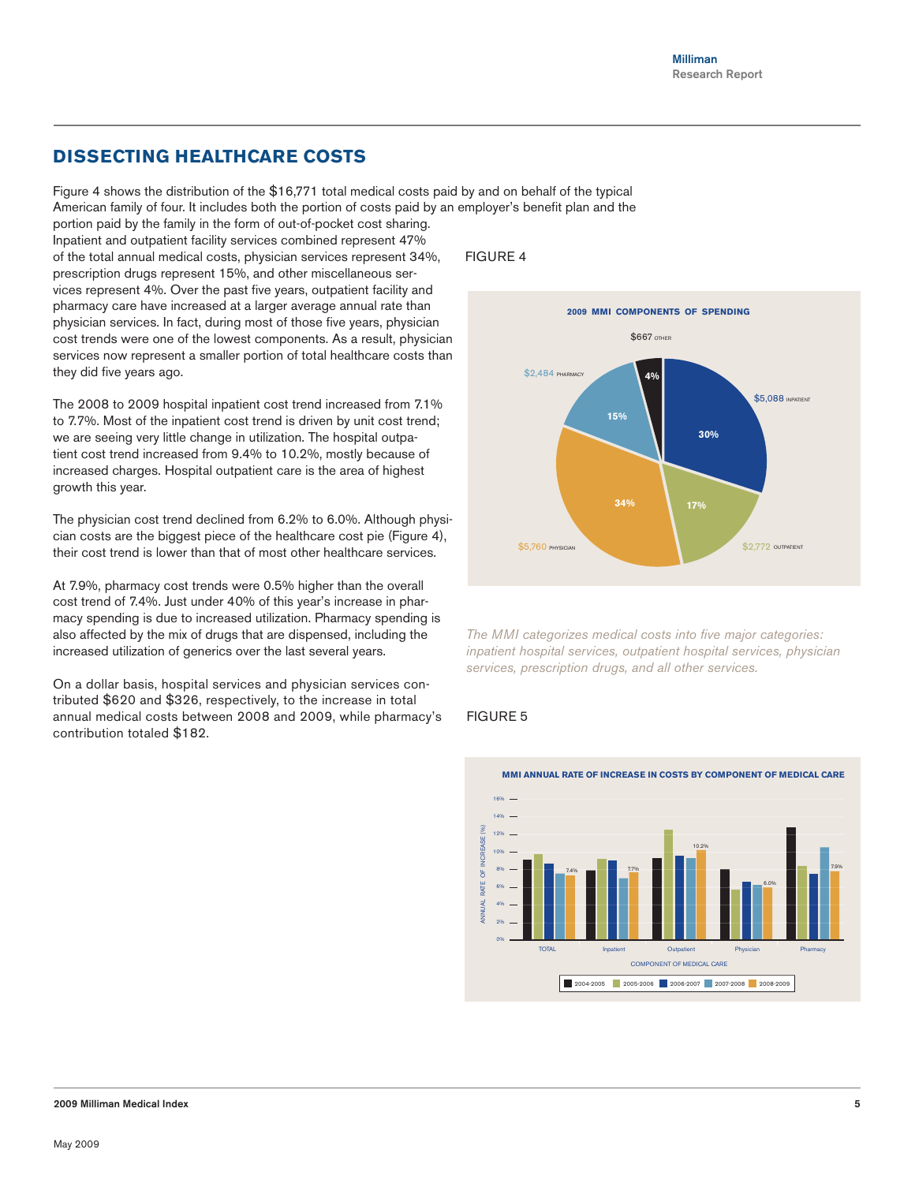## DISSECTING HEALTHCARE COSTS

Figure 4 shows the distribution of the $16,771 total medical costs paid by and on behalf of the typical American family of four. It includes both the portion of costs paid by an employer's benefit plan and the portion paid by the family in the form of out-of-pocket cost sharing. Inpatient and outpatient facility services combined represent 47% of the total annual medical costs, physician services represent 34%, prescription drugs represent 15%, and other miscellaneous services represent 4%. Over the past five years, outpatient facility and pharmacy care have increased at a larger average annual rate than physician services. In fact, during most of those five years, physician cost trends were one of the lowest components. As a result, physician services now represent a smaller portion of total healthcare costs than they did five years ago.

The 2008 to 2009 hospital inpatient cost trend increased from 7.1% to 7.7%. Most of the inpatient cost trend is driven by unit cost trend; we are seeing very little change in utilization. The hospital outpatient cost trend increased from 9.4% to 10.2%, mostly because of increased charges. Hospital outpatient care is the area of highest growth this year.

The physician cost trend declined from 6.2% to 6.0%. Although physician costs are the biggest piece of the healthcare cost pie (Figure 4), their cost trend is lower than that of most other healthcare services.

At 7.9%, pharmacy cost trends were 0.5% higher than the overall cost trend of 7.4%. Just under 40% of this year's increase in pharmacy spending is due to increased utilization. Pharmacy spending is also affected by the mix of drugs that are dispensed, including the increased utilization of generics over the last several years.

On a dollar basis, hospital services and physician services contributed $620 and $326, respectively, to the increase in total annual medical costs between 2008 and 2009, while pharmacy's contribution totaled $182.

FIGURE 4

**2009 MMI COMPONENTS OF SPENDING**

| Component | Amount | Share |
|---|---|---|
| Inpatient | $5,088 | 30% |
| Outpatient | $2,772 | 17% |
| Physician | $5,760 | 34% |
| Pharmacy | $2,484 | 15% |
| Other | $667 | 4% |

*The MMI categorizes medical costs into five major categories: inpatient hospital services, outpatient hospital services, physician services, prescription drugs, and all other services.*

FIGURE 5

**MMI ANNUAL RATE OF INCREASE IN COSTS BY COMPONENT OF MEDICAL CARE**

| Component of Medical Care | 2008-2009 |
|---|---|
| TOTAL | 7.4% |
| Inpatient | 7.7% |
| Outpatient | 10.2% |
| Physician | 6.0% |
| Pharmacy | 7.9% |

Legend: 2004-2005, 2005-2006, 2006-2007, 2007-2008, 2008-2009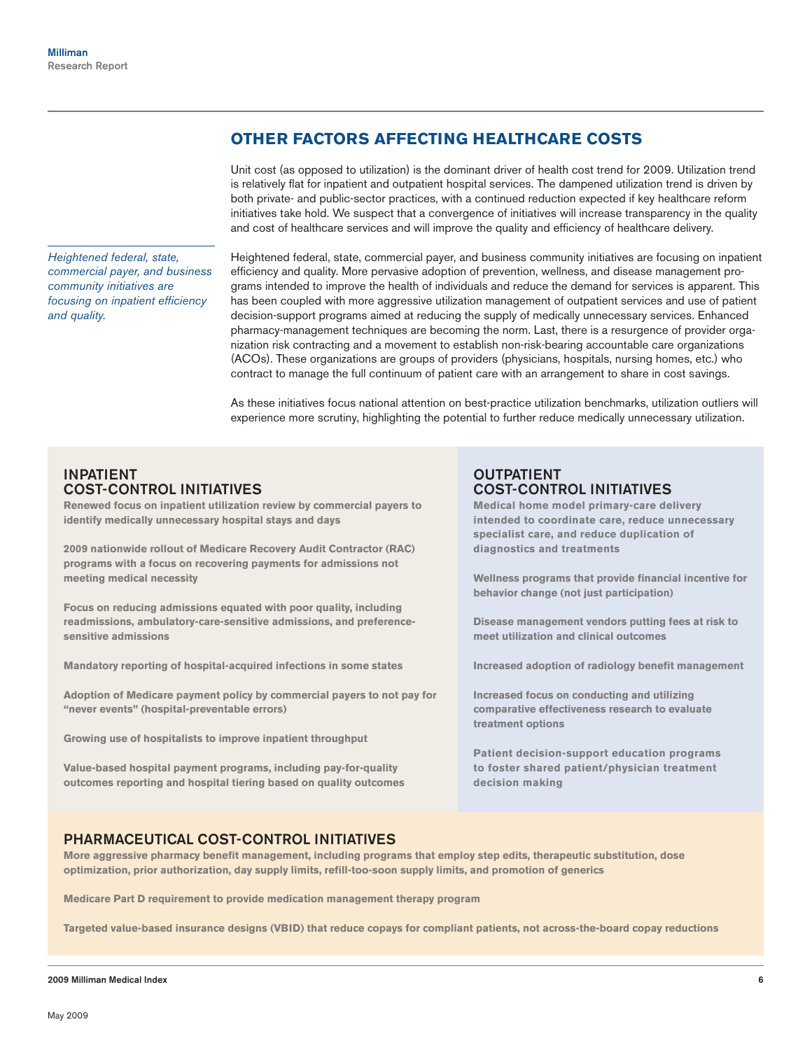## OTHER FACTORS AFFECTING HEALTHCARE COSTS

Unit cost (as opposed to utilization) is the dominant driver of health cost trend for 2009. Utilization trend is relatively flat for inpatient and outpatient hospital services. The dampened utilization trend is driven by both private- and public-sector practices, with a continued reduction expected if key healthcare reform initiatives take hold. We suspect that a convergence of initiatives will increase transparency in the quality and cost of healthcare services and will improve the quality and efficiency of healthcare delivery.

*Heightened federal, state, commercial payer, and business community initiatives are focusing on inpatient efficiency and quality.*

Heightened federal, state, commercial payer, and business community initiatives are focusing on inpatient efficiency and quality. More pervasive adoption of prevention, wellness, and disease management programs intended to improve the health of individuals and reduce the demand for services is apparent. This has been coupled with more aggressive utilization management of outpatient services and use of patient decision-support programs aimed at reducing the supply of medically unnecessary services. Enhanced pharmacy-management techniques are becoming the norm. Last, there is a resurgence of provider organization risk contracting and a movement to establish non-risk-bearing accountable care organizations (ACOs). These organizations are groups of providers (physicians, hospitals, nursing homes, etc.) who contract to manage the full continuum of patient care with an arrangement to share in cost savings.

As these initiatives focus national attention on best-practice utilization benchmarks, utilization outliers will experience more scrutiny, highlighting the potential to further reduce medically unnecessary utilization.

### INPATIENT COST-CONTROL INITIATIVES

**Renewed focus on inpatient utilization review by commercial payers to identify medically unnecessary hospital stays and days**

**2009 nationwide rollout of Medicare Recovery Audit Contractor (RAC) programs with a focus on recovering payments for admissions not meeting medical necessity**

**Focus on reducing admissions equated with poor quality, including readmissions, ambulatory-care-sensitive admissions, and preference-sensitive admissions**

**Mandatory reporting of hospital-acquired infections in some states**

**Adoption of Medicare payment policy by commercial payers to not pay for "never events" (hospital-preventable errors)**

**Growing use of hospitalists to improve inpatient throughput**

**Value-based hospital payment programs, including pay-for-quality outcomes reporting and hospital tiering based on quality outcomes**

### OUTPATIENT COST-CONTROL INITIATIVES

**Medical home model primary-care delivery intended to coordinate care, reduce unnecessary specialist care, and reduce duplication of diagnostics and treatments**

**Wellness programs that provide financial incentive for behavior change (not just participation)**

**Disease management vendors putting fees at risk to meet utilization and clinical outcomes**

**Increased adoption of radiology benefit management**

**Increased focus on conducting and utilizing comparative effectiveness research to evaluate treatment options**

**Patient decision-support education programs to foster shared patient/physician treatment decision making**

### PHARMACEUTICAL COST-CONTROL INITIATIVES

**More aggressive pharmacy benefit management, including programs that employ step edits, therapeutic substitution, dose optimization, prior authorization, day supply limits, refill-too-soon supply limits, and promotion of generics**

**Medicare Part D requirement to provide medication management therapy program**

**Targeted value-based insurance designs (VBID) that reduce copays for compliant patients, not across-the-board copay reductions**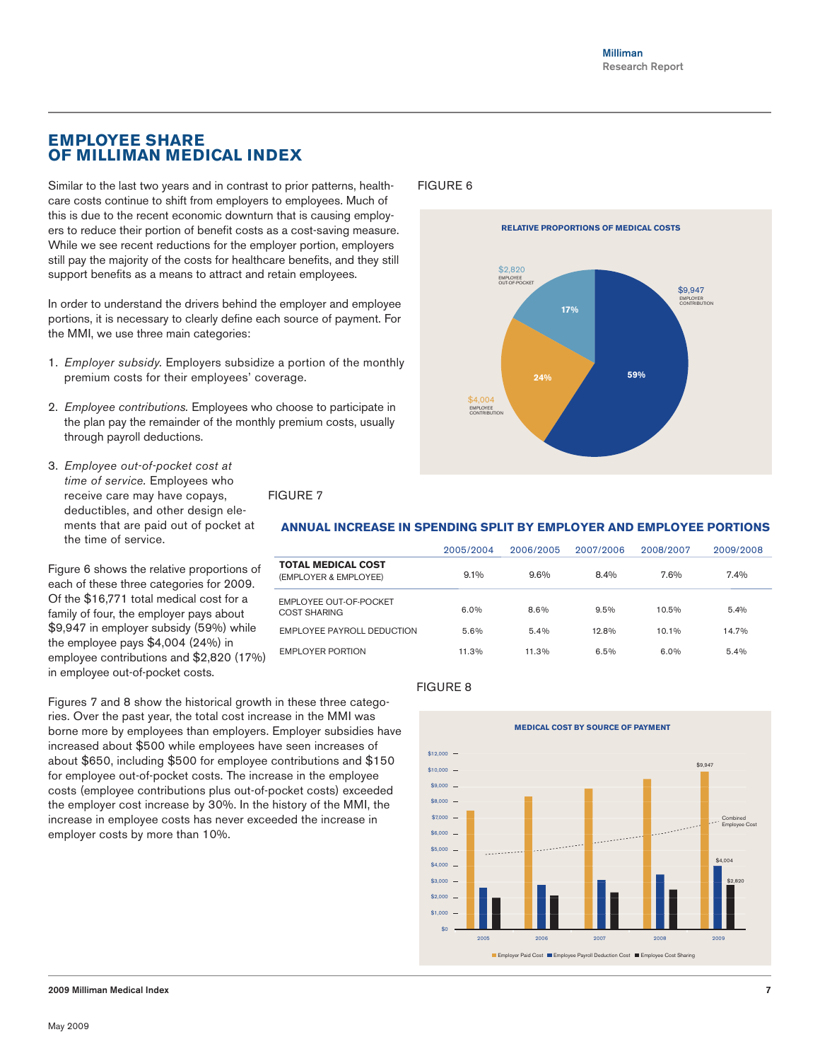## EMPLOYEE SHARE OF MILLIMAN MEDICAL INDEX

Similar to the last two years and in contrast to prior patterns, healthcare costs continue to shift from employers to employees. Much of this is due to the recent economic downturn that is causing employers to reduce their portion of benefit costs as a cost-saving measure. While we see recent reductions for the employer portion, employers still pay the majority of the costs for healthcare benefits, and they still support benefits as a means to attract and retain employees.

In order to understand the drivers behind the employer and employee portions, it is necessary to clearly define each source of payment. For the MMI, we use three main categories:

1. *Employer subsidy.* Employers subsidize a portion of the monthly premium costs for their employees' coverage.
2. *Employee contributions.* Employees who choose to participate in the plan pay the remainder of the monthly premium costs, usually through payroll deductions.
3. *Employee out-of-pocket cost at time of service.* Employees who receive care may have copays, deductibles, and other design elements that are paid out of pocket at the time of service.

Figure 6 shows the relative proportions of each of these three categories for 2009. Of the $16,771 total medical cost for a family of four, the employer pays about $9,947 in employer subsidy (59%) while the employee pays $4,004 (24%) in employee contributions and $2,820 (17%) in employee out-of-pocket costs.

Figures 7 and 8 show the historical growth in these three categories. Over the past year, the total cost increase in the MMI was borne more by employees than employers. Employer subsidies have increased about $500 while employees have seen increases of about $650, including $500 for employee contributions and $150 for employee out-of-pocket costs. The increase in the employee costs (employee contributions plus out-of-pocket costs) exceeded the employer cost increase by 30%. In the history of the MMI, the increase in employee costs has never exceeded the increase in employer costs by more than 10%.

FIGURE 6

**RELATIVE PROPORTIONS OF MEDICAL COSTS**

- $9,947 EMPLOYER CONTRIBUTION — 59%
- $4,004 EMPLOYEE CONTRIBUTION — 24%
- $2,820 EMPLOYEE OUT-OF-POCKET — 17%

FIGURE 7

**ANNUAL INCREASE IN SPENDING SPLIT BY EMPLOYER AND EMPLOYEE PORTIONS**

| | 2005/2004 | 2006/2005 | 2007/2006 | 2008/2007 | 2009/2008 |
|---|---|---|---|---|---|
| **TOTAL MEDICAL COST** (EMPLOYER & EMPLOYEE) | 9.1% | 9.6% | 8.4% | 7.6% | 7.4% |
| EMPLOYEE OUT-OF-POCKET COST SHARING | 6.0% | 8.6% | 9.5% | 10.5% | 5.4% |
| EMPLOYEE PAYROLL DEDUCTION | 5.6% | 5.4% | 12.8% | 10.1% | 14.7% |
| EMPLOYER PORTION | 11.3% | 11.3% | 6.5% | 6.0% | 5.4% |

FIGURE 8

**MEDICAL COST BY SOURCE OF PAYMENT**

(Bar chart, 2005–2009: Employer Paid Cost, Employee Payroll Deduction Cost, Employee Cost Sharing; dashed line: Combined Employee Cost. 2009 values: $9,947; $4,004; $2,820.)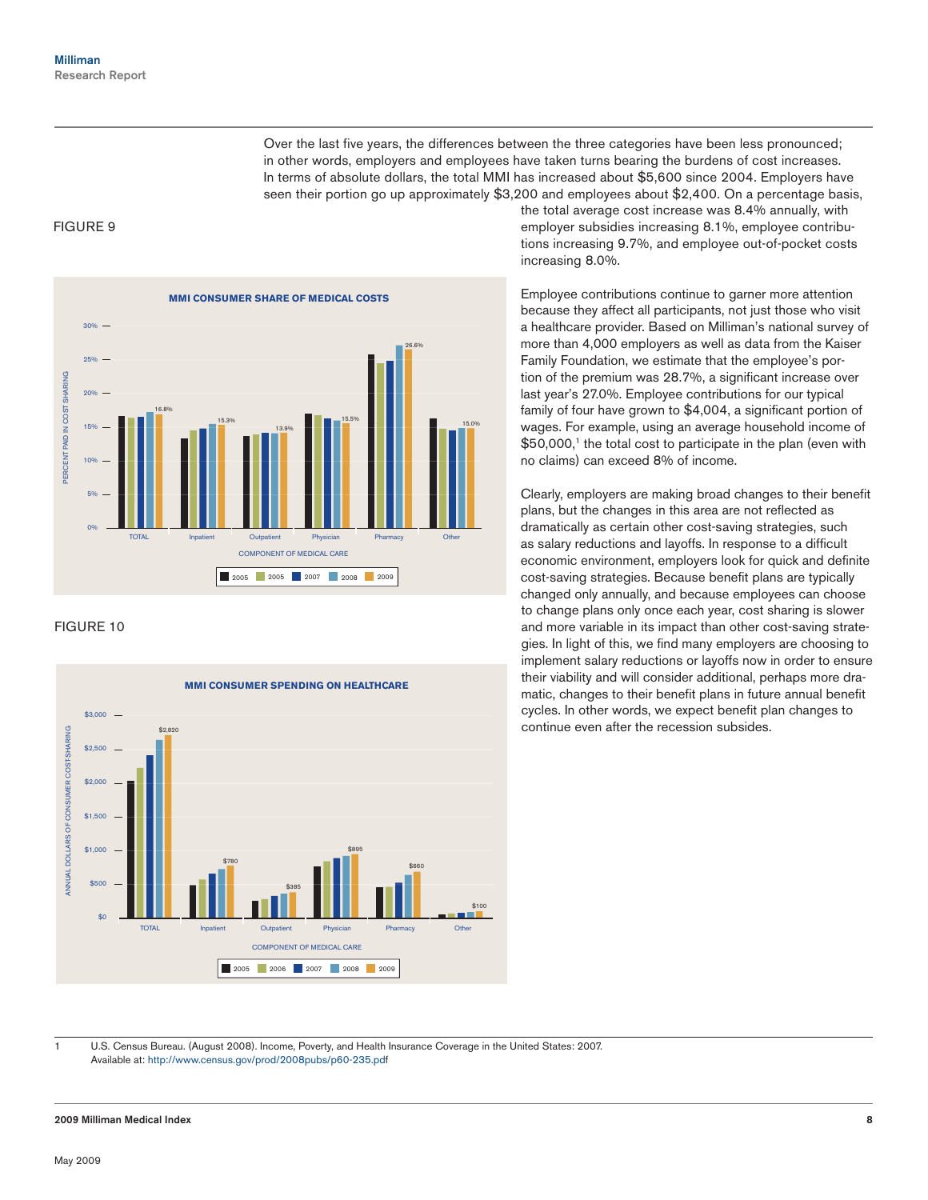Over the last five years, the differences between the three categories have been less pronounced; in other words, employers and employees have taken turns bearing the burdens of cost increases. In terms of absolute dollars, the total MMI has increased about $5,600 since 2004. Employers have seen their portion go up approximately $3,200 and employees about $2,400. On a percentage basis, the total average cost increase was 8.4% annually, with employer subsidies increasing 8.1%, employee contributions increasing 9.7%, and employee out-of-pocket costs increasing 8.0%.

FIGURE 9

**MMI CONSUMER SHARE OF MEDICAL COSTS**

| Component of Medical Care | 2009 Percent Paid in Cost Sharing |
|---|---|
| TOTAL | 16.8% |
| Inpatient | 15.3% |
| Outpatient | 13.9% |
| Physician | 15.5% |
| Pharmacy | 26.6% |
| Other | 15.0% |

FIGURE 10

**MMI CONSUMER SPENDING ON HEALTHCARE**

| Component of Medical Care | 2009 Annual Dollars of Consumer Cost Sharing |
|---|---|
| TOTAL | $2,820 |
| Inpatient | $780 |
| Outpatient | $385 |
| Physician | $895 |
| Pharmacy | $660 |
| Other | $100 |

Employee contributions continue to garner more attention because they affect all participants, not just those who visit a healthcare provider. Based on Milliman's national survey of more than 4,000 employers as well as data from the Kaiser Family Foundation, we estimate that the employee's portion of the premium was 28.7%, a significant increase over last year's 27.0%. Employee contributions for our typical family of four have grown to $4,004, a significant portion of wages. For example, using an average household income of $50,000,[1] the total cost to participate in the plan (even with no claims) can exceed 8% of income.

Clearly, employers are making broad changes to their benefit plans, but the changes in this area are not reflected as dramatically as certain other cost-saving strategies, such as salary reductions and layoffs. In response to a difficult economic environment, employers look for quick and definite cost-saving strategies. Because benefit plans are typically changed only annually, and because employees can choose to change plans only once each year, cost sharing is slower and more variable in its impact than other cost-saving strategies. In light of this, we find many employers are choosing to implement salary reductions or layoffs now in order to ensure their viability and will consider additional, perhaps more dramatic, changes to their benefit plans in future annual benefit cycles. In other words, we expect benefit plan changes to continue even after the recession subsides.

---

1 U.S. Census Bureau. (August 2008). Income, Poverty, and Health Insurance Coverage in the United States: 2007. Available at: http://www.census.gov/prod/2008pubs/p60-235.pdf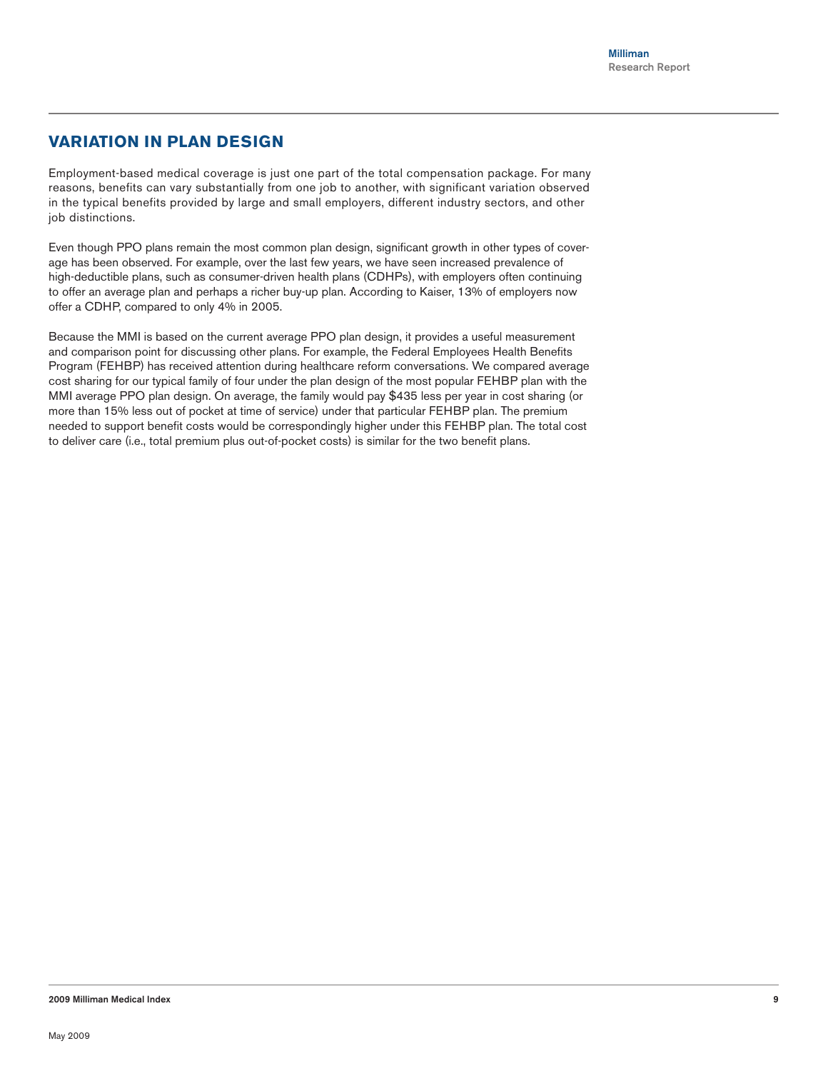## VARIATION IN PLAN DESIGN

Employment-based medical coverage is just one part of the total compensation package. For many reasons, benefits can vary substantially from one job to another, with significant variation observed in the typical benefits provided by large and small employers, different industry sectors, and other job distinctions.

Even though PPO plans remain the most common plan design, significant growth in other types of coverage has been observed. For example, over the last few years, we have seen increased prevalence of high-deductible plans, such as consumer-driven health plans (CDHPs), with employers often continuing to offer an average plan and perhaps a richer buy-up plan. According to Kaiser, 13% of employers now offer a CDHP, compared to only 4% in 2005.

Because the MMI is based on the current average PPO plan design, it provides a useful measurement and comparison point for discussing other plans. For example, the Federal Employees Health Benefits Program (FEHBP) has received attention during healthcare reform conversations. We compared average cost sharing for our typical family of four under the plan design of the most popular FEHBP plan with the MMI average PPO plan design. On average, the family would pay $435 less per year in cost sharing (or more than 15% less out of pocket at time of service) under that particular FEHBP plan. The premium needed to support benefit costs would be correspondingly higher under this FEHBP plan. The total cost to deliver care (i.e., total premium plus out-of-pocket costs) is similar for the two benefit plans.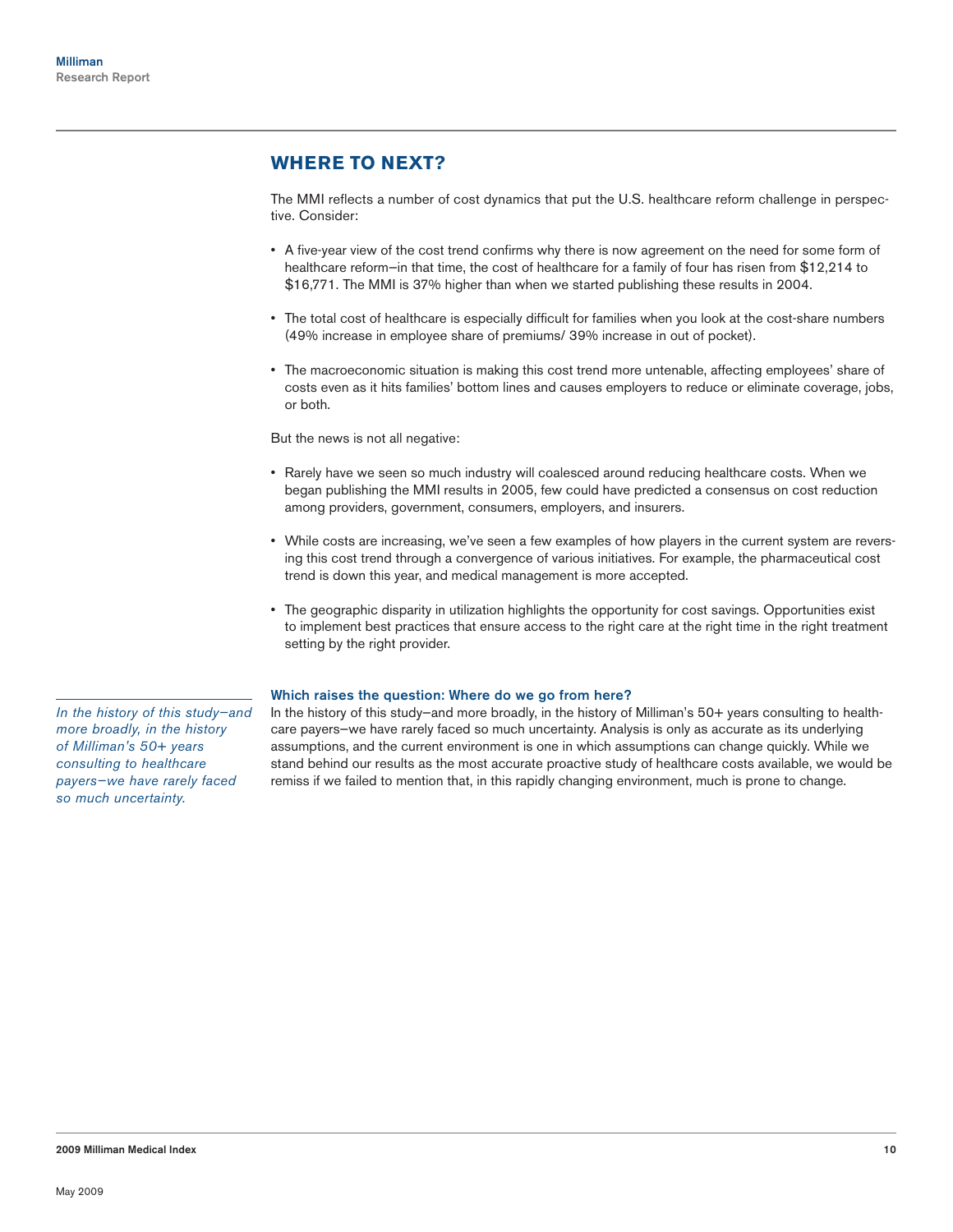## WHERE TO NEXT?

The MMI reflects a number of cost dynamics that put the U.S. healthcare reform challenge in perspective. Consider:

- A five-year view of the cost trend confirms why there is now agreement on the need for some form of healthcare reform—in that time, the cost of healthcare for a family of four has risen from $12,214 to $16,771. The MMI is 37% higher than when we started publishing these results in 2004.
- The total cost of healthcare is especially difficult for families when you look at the cost-share numbers (49% increase in employee share of premiums/ 39% increase in out of pocket).
- The macroeconomic situation is making this cost trend more untenable, affecting employees' share of costs even as it hits families' bottom lines and causes employers to reduce or eliminate coverage, jobs, or both.

But the news is not all negative:

- Rarely have we seen so much industry will coalesced around reducing healthcare costs. When we began publishing the MMI results in 2005, few could have predicted a consensus on cost reduction among providers, government, consumers, employers, and insurers.
- While costs are increasing, we've seen a few examples of how players in the current system are reversing this cost trend through a convergence of various initiatives. For example, the pharmaceutical cost trend is down this year, and medical management is more accepted.
- The geographic disparity in utilization highlights the opportunity for cost savings. Opportunities exist to implement best practices that ensure access to the right care at the right time in the right treatment setting by the right provider.

### Which raises the question: Where do we go from here?

In the history of this study—and more broadly, in the history of Milliman's 50+ years consulting to healthcare payers—we have rarely faced so much uncertainty. Analysis is only as accurate as its underlying assumptions, and the current environment is one in which assumptions can change quickly. While we stand behind our results as the most accurate proactive study of healthcare costs available, we would be remiss if we failed to mention that, in this rapidly changing environment, much is prone to change.

*In the history of this study—and more broadly, in the history of Milliman's 50+ years consulting to healthcare payers—we have rarely faced so much uncertainty.*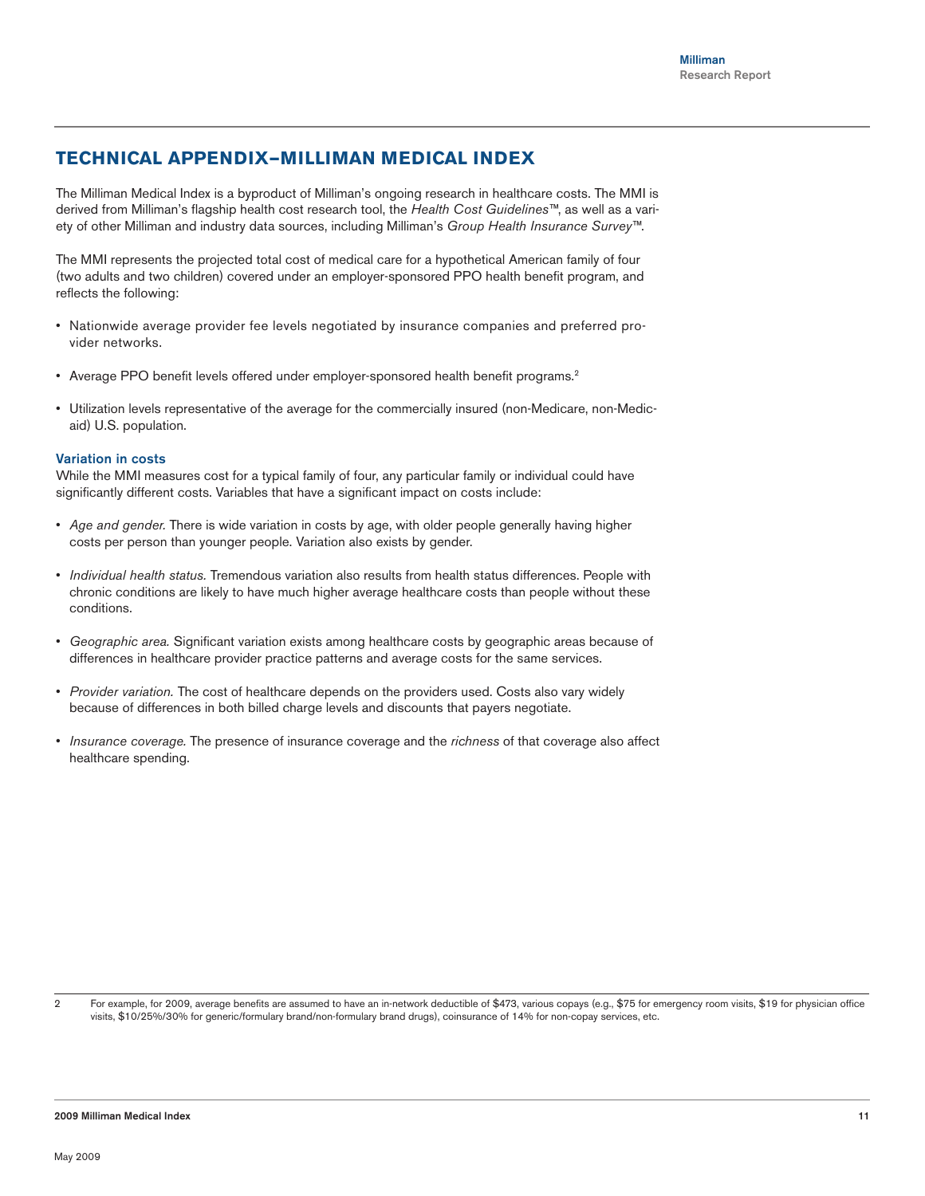## TECHNICAL APPENDIX–MILLIMAN MEDICAL INDEX

The Milliman Medical Index is a byproduct of Milliman's ongoing research in healthcare costs. The MMI is derived from Milliman's flagship health cost research tool, the *Health Cost Guidelines*™, as well as a variety of other Milliman and industry data sources, including Milliman's *Group Health Insurance Survey*™.

The MMI represents the projected total cost of medical care for a hypothetical American family of four (two adults and two children) covered under an employer-sponsored PPO health benefit program, and reflects the following:

- Nationwide average provider fee levels negotiated by insurance companies and preferred provider networks.
- Average PPO benefit levels offered under employer-sponsored health benefit programs.[2]
- Utilization levels representative of the average for the commercially insured (non-Medicare, non-Medicaid) U.S. population.

### Variation in costs

While the MMI measures cost for a typical family of four, any particular family or individual could have significantly different costs. Variables that have a significant impact on costs include:

- *Age and gender.* There is wide variation in costs by age, with older people generally having higher costs per person than younger people. Variation also exists by gender.
- *Individual health status.* Tremendous variation also results from health status differences. People with chronic conditions are likely to have much higher average healthcare costs than people without these conditions.
- *Geographic area.* Significant variation exists among healthcare costs by geographic areas because of differences in healthcare provider practice patterns and average costs for the same services.
- *Provider variation.* The cost of healthcare depends on the providers used. Costs also vary widely because of differences in both billed charge levels and discounts that payers negotiate.
- *Insurance coverage.* The presence of insurance coverage and the *richness* of that coverage also affect healthcare spending.

---

2 For example, for 2009, average benefits are assumed to have an in-network deductible of $473, various copays (e.g., $75 for emergency room visits, $19 for physician office visits, $10/25%/30% for generic/formulary brand/non-formulary brand drugs), coinsurance of 14% for non-copay services, etc.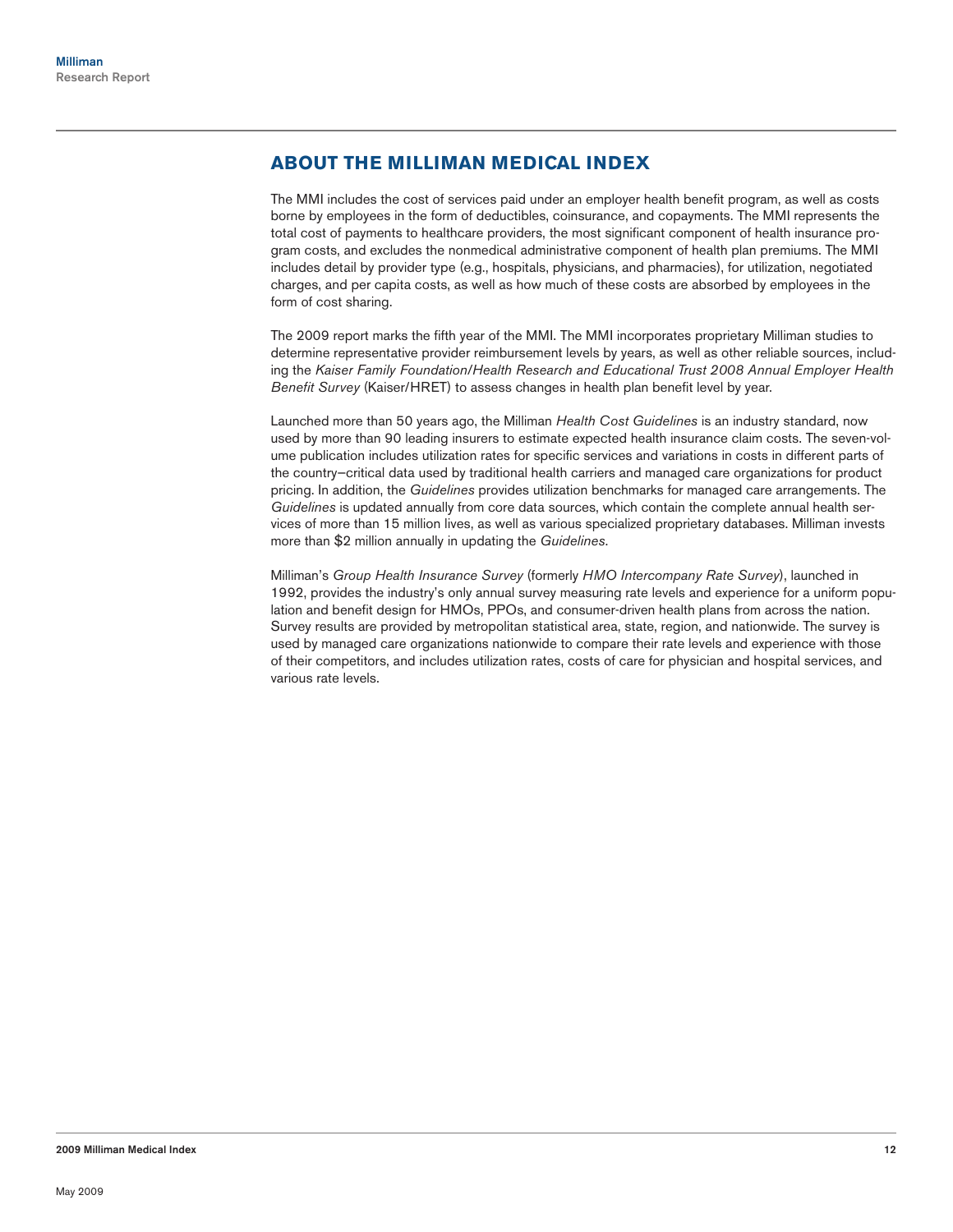## ABOUT THE MILLIMAN MEDICAL INDEX

The MMI includes the cost of services paid under an employer health benefit program, as well as costs borne by employees in the form of deductibles, coinsurance, and copayments. The MMI represents the total cost of payments to healthcare providers, the most significant component of health insurance program costs, and excludes the nonmedical administrative component of health plan premiums. The MMI includes detail by provider type (e.g., hospitals, physicians, and pharmacies), for utilization, negotiated charges, and per capita costs, as well as how much of these costs are absorbed by employees in the form of cost sharing.

The 2009 report marks the fifth year of the MMI. The MMI incorporates proprietary Milliman studies to determine representative provider reimbursement levels by years, as well as other reliable sources, including the *Kaiser Family Foundation/Health Research and Educational Trust 2008 Annual Employer Health Benefit Survey* (Kaiser/HRET) to assess changes in health plan benefit level by year.

Launched more than 50 years ago, the Milliman *Health Cost Guidelines* is an industry standard, now used by more than 90 leading insurers to estimate expected health insurance claim costs. The seven-volume publication includes utilization rates for specific services and variations in costs in different parts of the country—critical data used by traditional health carriers and managed care organizations for product pricing. In addition, the *Guidelines* provides utilization benchmarks for managed care arrangements. The *Guidelines* is updated annually from core data sources, which contain the complete annual health services of more than 15 million lives, as well as various specialized proprietary databases. Milliman invests more than $2 million annually in updating the *Guidelines*.

Milliman's *Group Health Insurance Survey* (formerly *HMO Intercompany Rate Survey*), launched in 1992, provides the industry's only annual survey measuring rate levels and experience for a uniform population and benefit design for HMOs, PPOs, and consumer-driven health plans from across the nation. Survey results are provided by metropolitan statistical area, state, region, and nationwide. The survey is used by managed care organizations nationwide to compare their rate levels and experience with those of their competitors, and includes utilization rates, costs of care for physician and hospital services, and various rate levels.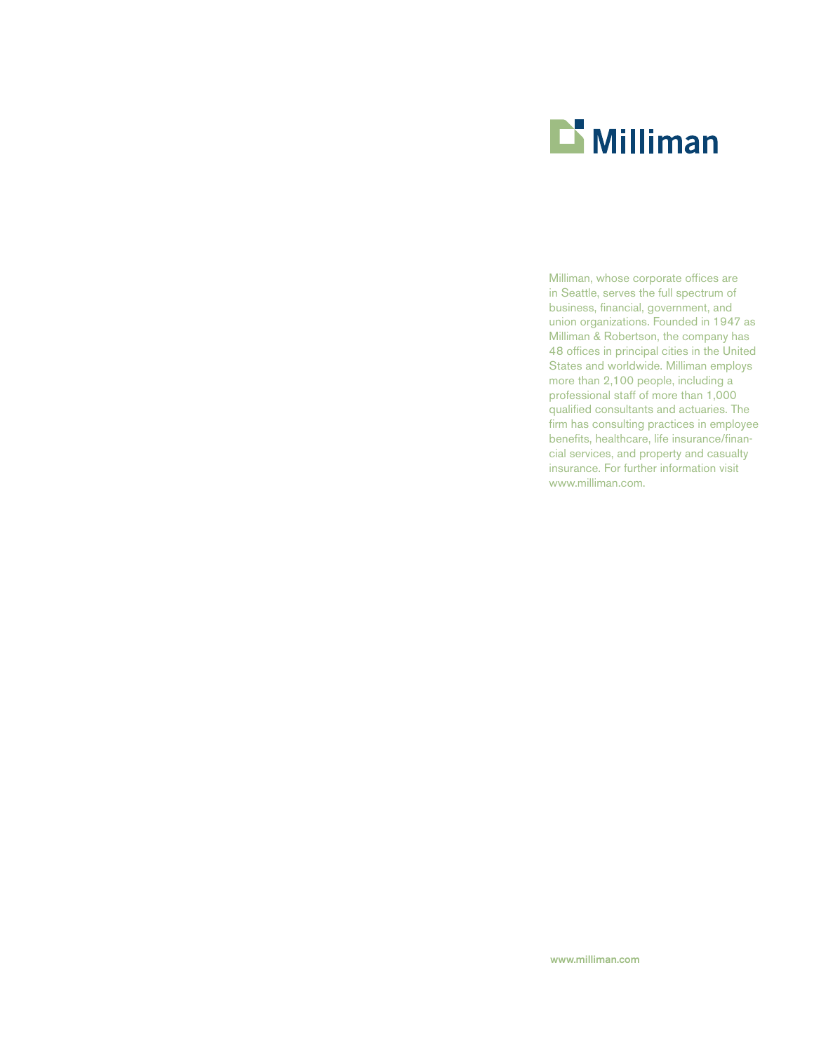Milliman

Milliman, whose corporate offices are in Seattle, serves the full spectrum of business, financial, government, and union organizations. Founded in 1947 as Milliman & Robertson, the company has 48 offices in principal cities in the United States and worldwide. Milliman employs more than 2,100 people, including a professional staff of more than 1,000 qualified consultants and actuaries. The firm has consulting practices in employee benefits, healthcare, life insurance/financial services, and property and casualty insurance. For further information visit www.milliman.com.

www.milliman.com